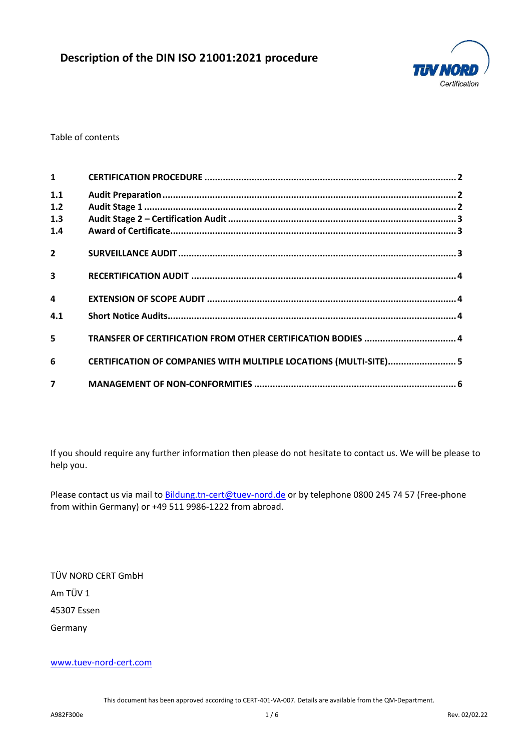# Description of the DIN ISO 21001:2021 procedure

TÜV NORD Certification

Table of contents

| | | |
|---|---|---|
| **1** | **CERTIFICATION PROCEDURE** | **2** |
| **1.1** | **Audit Preparation** | **2** |
| **1.2** | **Audit Stage 1** | **2** |
| **1.3** | **Audit Stage 2 – Certification Audit** | **3** |
| **1.4** | **Award of Certificate** | **3** |
| **2** | **SURVEILLANCE AUDIT** | **3** |
| **3** | **RECERTIFICATION AUDIT** | **4** |
| **4** | **EXTENSION OF SCOPE AUDIT** | **4** |
| **4.1** | **Short Notice Audits** | **4** |
| **5** | **TRANSFER OF CERTIFICATION FROM OTHER CERTIFICATION BODIES** | **4** |
| **6** | **CERTIFICATION OF COMPANIES WITH MULTIPLE LOCATIONS (MULTI-SITE)** | **5** |
| **7** | **MANAGEMENT OF NON-CONFORMITIES** | **6** |

If you should require any further information then please do not hesitate to contact us. We will be please to help you.

Please contact us via mail to Bildung.tn-cert@tuev-nord.de or by telephone 0800 245 74 57 (Free-phone from within Germany) or +49 511 9986-1222 from abroad.

TÜV NORD CERT GmbH

Am TÜV 1

45307 Essen

Germany

www.tuev-nord-cert.com

This document has been approved according to CERT-401-VA-007. Details are available from the QM-Department.

A982F300e — Rev. 02/02.22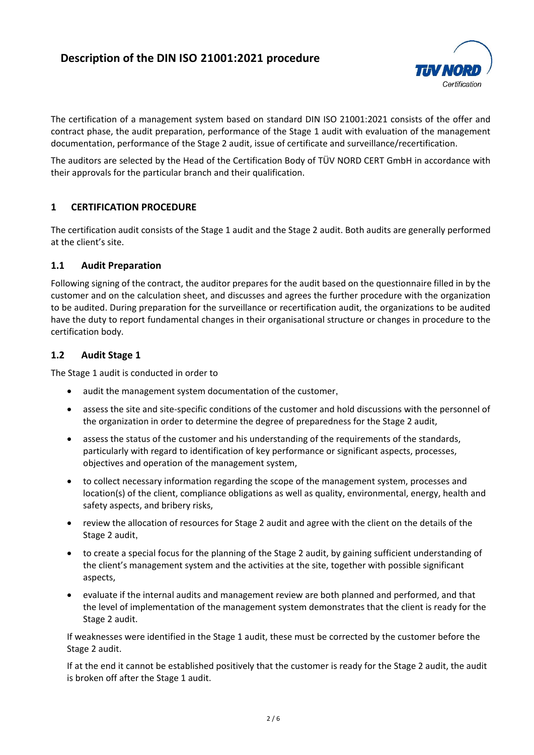# Description of the DIN ISO 21001:2021 procedure

The certification of a management system based on standard DIN ISO 21001:2021 consists of the offer and contract phase, the audit preparation, performance of the Stage 1 audit with evaluation of the management documentation, performance of the Stage 2 audit, issue of certificate and surveillance/recertification.

The auditors are selected by the Head of the Certification Body of TÜV NORD CERT GmbH in accordance with their approvals for the particular branch and their qualification.

## 1 CERTIFICATION PROCEDURE

The certification audit consists of the Stage 1 audit and the Stage 2 audit. Both audits are generally performed at the client's site.

### 1.1 Audit Preparation

Following signing of the contract, the auditor prepares for the audit based on the questionnaire filled in by the customer and on the calculation sheet, and discusses and agrees the further procedure with the organization to be audited. During preparation for the surveillance or recertification audit, the organizations to be audited have the duty to report fundamental changes in their organisational structure or changes in procedure to the certification body.

### 1.2 Audit Stage 1

The Stage 1 audit is conducted in order to

- audit the management system documentation of the customer,
- assess the site and site-specific conditions of the customer and hold discussions with the personnel of the organization in order to determine the degree of preparedness for the Stage 2 audit,
- assess the status of the customer and his understanding of the requirements of the standards, particularly with regard to identification of key performance or significant aspects, processes, objectives and operation of the management system,
- to collect necessary information regarding the scope of the management system, processes and location(s) of the client, compliance obligations as well as quality, environmental, energy, health and safety aspects, and bribery risks,
- review the allocation of resources for Stage 2 audit and agree with the client on the details of the Stage 2 audit,
- to create a special focus for the planning of the Stage 2 audit, by gaining sufficient understanding of the client's management system and the activities at the site, together with possible significant aspects,
- evaluate if the internal audits and management review are both planned and performed, and that the level of implementation of the management system demonstrates that the client is ready for the Stage 2 audit.

If weaknesses were identified in the Stage 1 audit, these must be corrected by the customer before the Stage 2 audit.

If at the end it cannot be established positively that the customer is ready for the Stage 2 audit, the audit is broken off after the Stage 1 audit.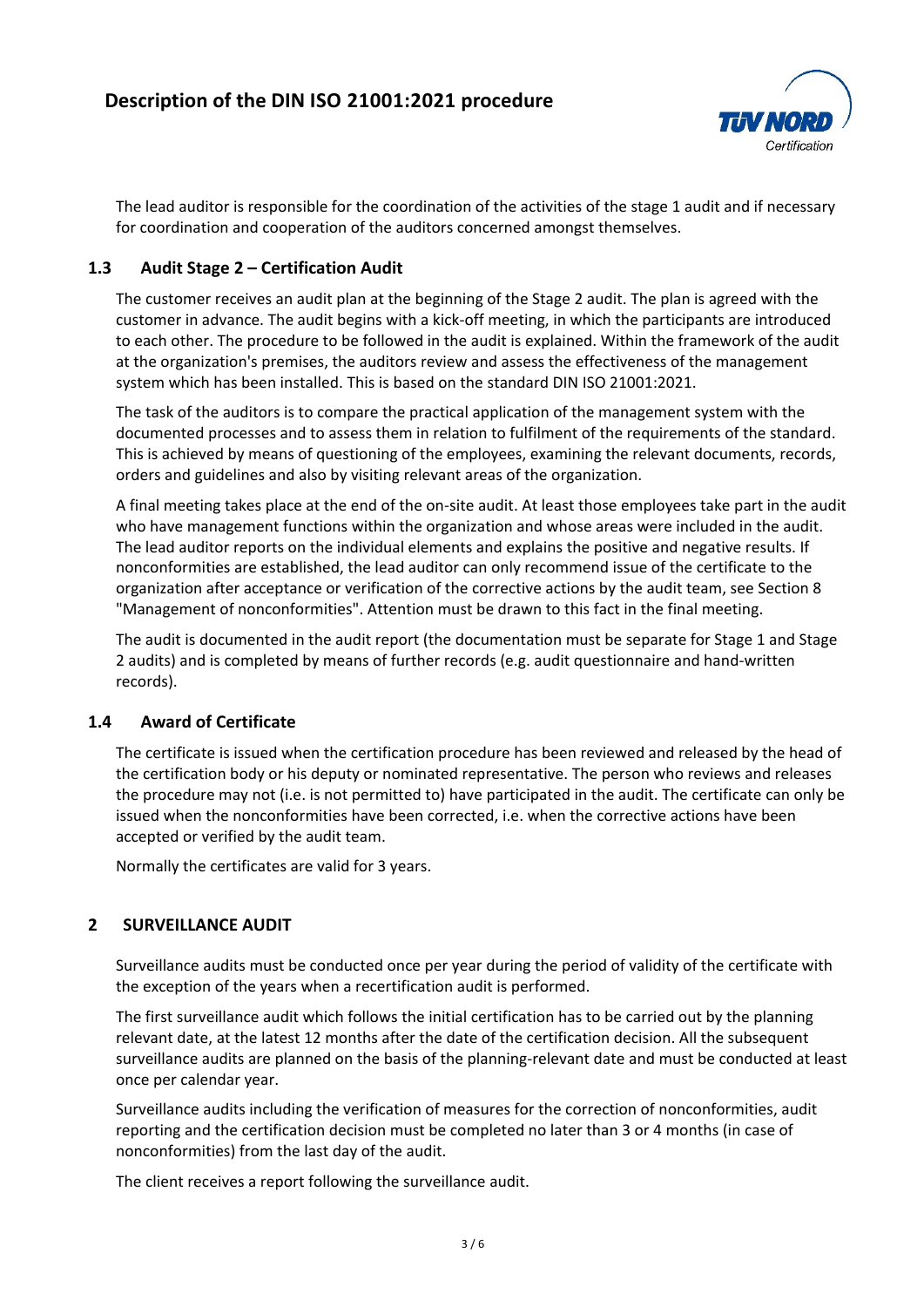The lead auditor is responsible for the coordination of the activities of the stage 1 audit and if necessary for coordination and cooperation of the auditors concerned amongst themselves.

### 1.3 Audit Stage 2 – Certification Audit

The customer receives an audit plan at the beginning of the Stage 2 audit. The plan is agreed with the customer in advance. The audit begins with a kick-off meeting, in which the participants are introduced to each other. The procedure to be followed in the audit is explained. Within the framework of the audit at the organization's premises, the auditors review and assess the effectiveness of the management system which has been installed. This is based on the standard DIN ISO 21001:2021.

The task of the auditors is to compare the practical application of the management system with the documented processes and to assess them in relation to fulfilment of the requirements of the standard. This is achieved by means of questioning of the employees, examining the relevant documents, records, orders and guidelines and also by visiting relevant areas of the organization.

A final meeting takes place at the end of the on-site audit. At least those employees take part in the audit who have management functions within the organization and whose areas were included in the audit. The lead auditor reports on the individual elements and explains the positive and negative results. If nonconformities are established, the lead auditor can only recommend issue of the certificate to the organization after acceptance or verification of the corrective actions by the audit team, see Section 8 "Management of nonconformities". Attention must be drawn to this fact in the final meeting.

The audit is documented in the audit report (the documentation must be separate for Stage 1 and Stage 2 audits) and is completed by means of further records (e.g. audit questionnaire and hand-written records).

### 1.4 Award of Certificate

The certificate is issued when the certification procedure has been reviewed and released by the head of the certification body or his deputy or nominated representative. The person who reviews and releases the procedure may not (i.e. is not permitted to) have participated in the audit. The certificate can only be issued when the nonconformities have been corrected, i.e. when the corrective actions have been accepted or verified by the audit team.

Normally the certificates are valid for 3 years.

## 2 SURVEILLANCE AUDIT

Surveillance audits must be conducted once per year during the period of validity of the certificate with the exception of the years when a recertification audit is performed.

The first surveillance audit which follows the initial certification has to be carried out by the planning relevant date, at the latest 12 months after the date of the certification decision. All the subsequent surveillance audits are planned on the basis of the planning-relevant date and must be conducted at least once per calendar year.

Surveillance audits including the verification of measures for the correction of nonconformities, audit reporting and the certification decision must be completed no later than 3 or 4 months (in case of nonconformities) from the last day of the audit.

The client receives a report following the surveillance audit.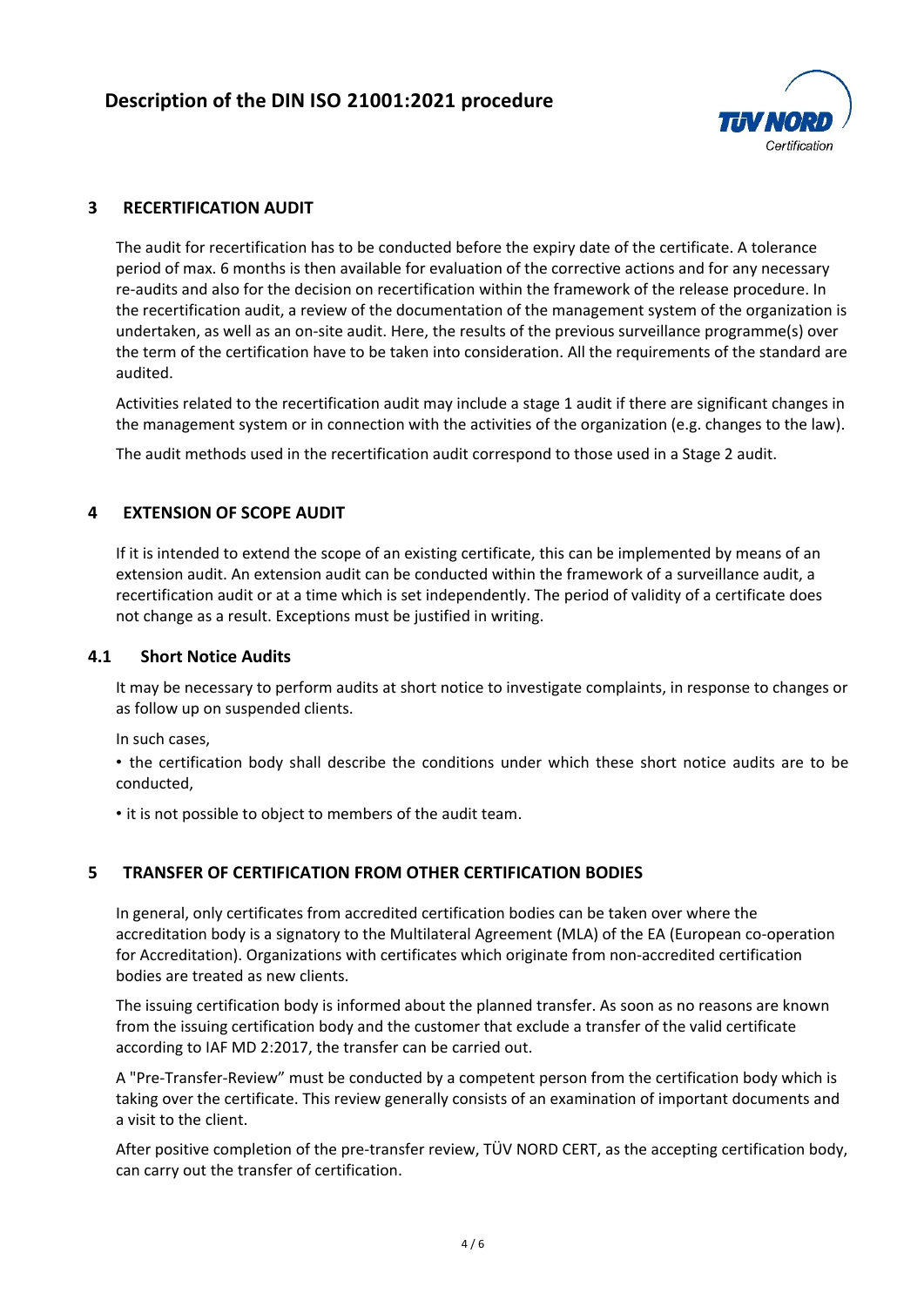## 3 RECERTIFICATION AUDIT

The audit for recertification has to be conducted before the expiry date of the certificate. A tolerance period of max. 6 months is then available for evaluation of the corrective actions and for any necessary re-audits and also for the decision on recertification within the framework of the release procedure. In the recertification audit, a review of the documentation of the management system of the organization is undertaken, as well as an on-site audit. Here, the results of the previous surveillance programme(s) over the term of the certification have to be taken into consideration. All the requirements of the standard are audited.

Activities related to the recertification audit may include a stage 1 audit if there are significant changes in the management system or in connection with the activities of the organization (e.g. changes to the law).

The audit methods used in the recertification audit correspond to those used in a Stage 2 audit.

## 4 EXTENSION OF SCOPE AUDIT

If it is intended to extend the scope of an existing certificate, this can be implemented by means of an extension audit. An extension audit can be conducted within the framework of a surveillance audit, a recertification audit or at a time which is set independently. The period of validity of a certificate does not change as a result. Exceptions must be justified in writing.

### 4.1 Short Notice Audits

It may be necessary to perform audits at short notice to investigate complaints, in response to changes or as follow up on suspended clients.

In such cases,

• the certification body shall describe the conditions under which these short notice audits are to be conducted,

• it is not possible to object to members of the audit team.

## 5 TRANSFER OF CERTIFICATION FROM OTHER CERTIFICATION BODIES

In general, only certificates from accredited certification bodies can be taken over where the accreditation body is a signatory to the Multilateral Agreement (MLA) of the EA (European co-operation for Accreditation). Organizations with certificates which originate from non-accredited certification bodies are treated as new clients.

The issuing certification body is informed about the planned transfer. As soon as no reasons are known from the issuing certification body and the customer that exclude a transfer of the valid certificate according to IAF MD 2:2017, the transfer can be carried out.

A "Pre-Transfer-Review" must be conducted by a competent person from the certification body which is taking over the certificate. This review generally consists of an examination of important documents and a visit to the client.

After positive completion of the pre-transfer review, TÜV NORD CERT, as the accepting certification body, can carry out the transfer of certification.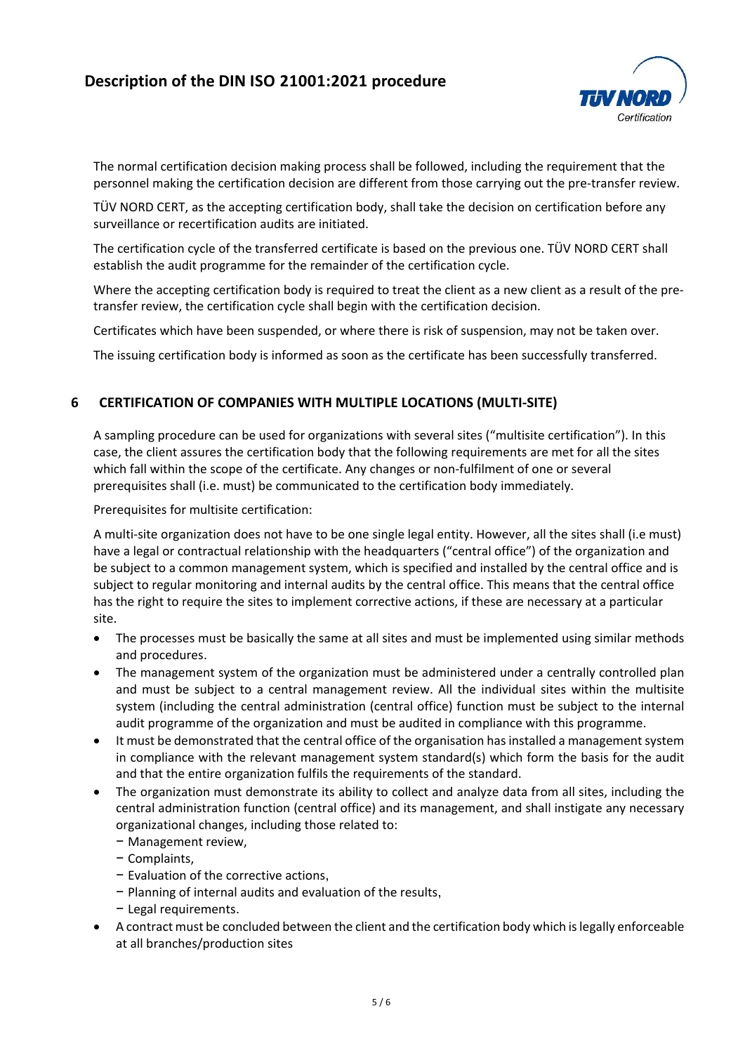The normal certification decision making process shall be followed, including the requirement that the personnel making the certification decision are different from those carrying out the pre-transfer review.

TÜV NORD CERT, as the accepting certification body, shall take the decision on certification before any surveillance or recertification audits are initiated.

The certification cycle of the transferred certificate is based on the previous one. TÜV NORD CERT shall establish the audit programme for the remainder of the certification cycle.

Where the accepting certification body is required to treat the client as a new client as a result of the pre-transfer review, the certification cycle shall begin with the certification decision.

Certificates which have been suspended, or where there is risk of suspension, may not be taken over.

The issuing certification body is informed as soon as the certificate has been successfully transferred.

## 6 CERTIFICATION OF COMPANIES WITH MULTIPLE LOCATIONS (MULTI-SITE)

A sampling procedure can be used for organizations with several sites ("multisite certification"). In this case, the client assures the certification body that the following requirements are met for all the sites which fall within the scope of the certificate. Any changes or non-fulfilment of one or several prerequisites shall (i.e. must) be communicated to the certification body immediately.

Prerequisites for multisite certification:

A multi-site organization does not have to be one single legal entity. However, all the sites shall (i.e must) have a legal or contractual relationship with the headquarters ("central office") of the organization and be subject to a common management system, which is specified and installed by the central office and is subject to regular monitoring and internal audits by the central office. This means that the central office has the right to require the sites to implement corrective actions, if these are necessary at a particular site.

- The processes must be basically the same at all sites and must be implemented using similar methods and procedures.
- The management system of the organization must be administered under a centrally controlled plan and must be subject to a central management review. All the individual sites within the multisite system (including the central administration (central office) function must be subject to the internal audit programme of the organization and must be audited in compliance with this programme.
- It must be demonstrated that the central office of the organisation has installed a management system in compliance with the relevant management system standard(s) which form the basis for the audit and that the entire organization fulfils the requirements of the standard.
- The organization must demonstrate its ability to collect and analyze data from all sites, including the central administration function (central office) and its management, and shall instigate any necessary organizational changes, including those related to:
  - Management review,
  - Complaints,
  - Evaluation of the corrective actions,
  - Planning of internal audits and evaluation of the results,
  - Legal requirements.
- A contract must be concluded between the client and the certification body which is legally enforceable at all branches/production sites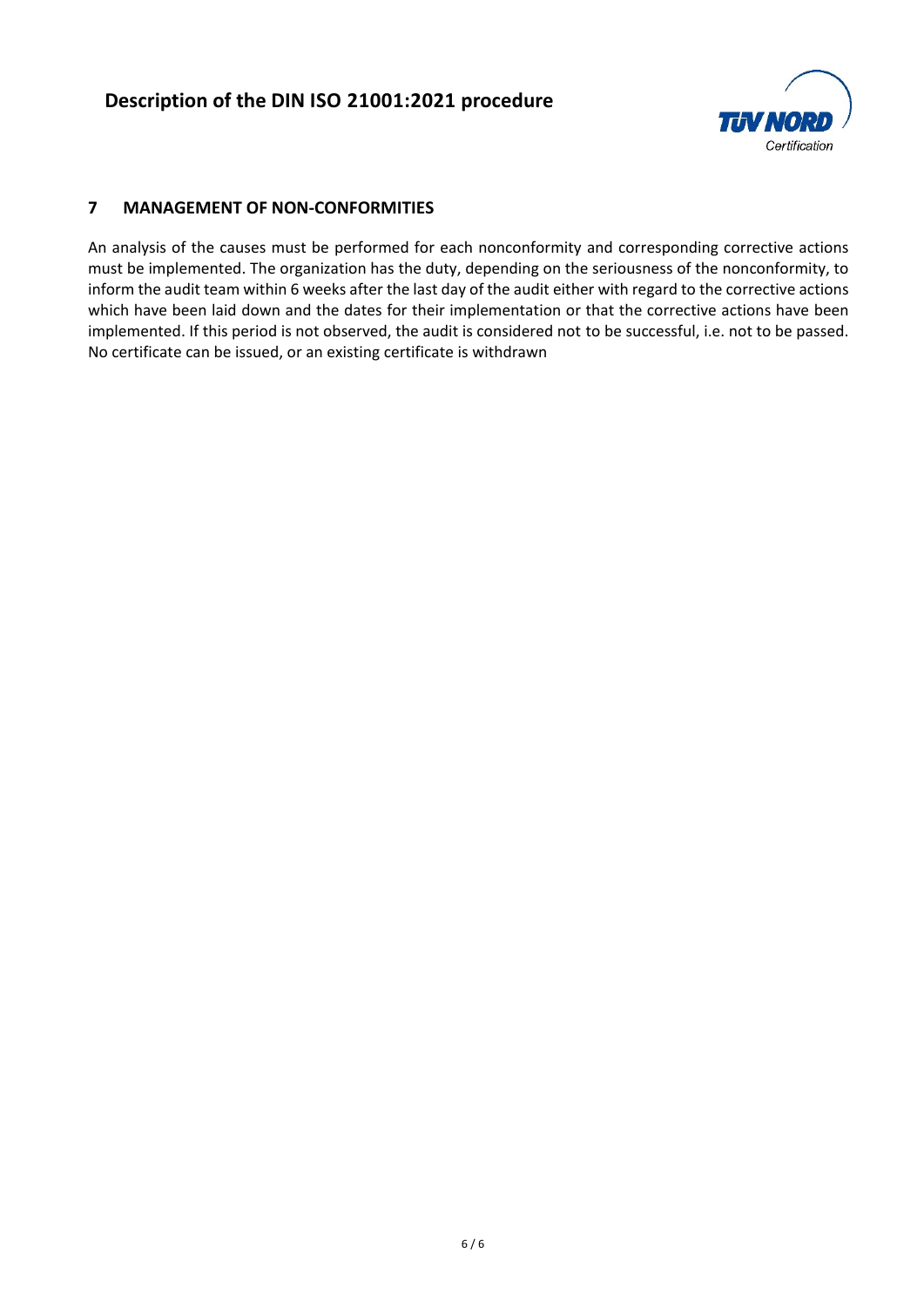## 7 MANAGEMENT OF NON-CONFORMITIES

An analysis of the causes must be performed for each nonconformity and corresponding corrective actions must be implemented. The organization has the duty, depending on the seriousness of the nonconformity, to inform the audit team within 6 weeks after the last day of the audit either with regard to the corrective actions which have been laid down and the dates for their implementation or that the corrective actions have been implemented. If this period is not observed, the audit is considered not to be successful, i.e. not to be passed. No certificate can be issued, or an existing certificate is withdrawn